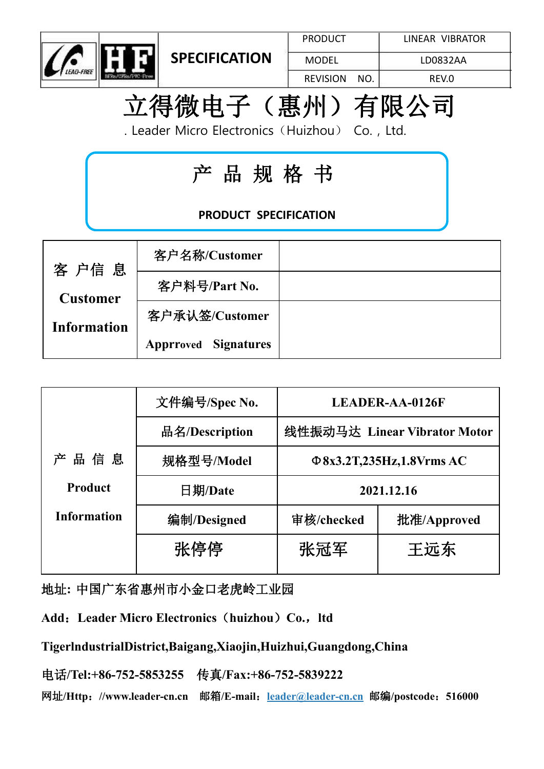| | SPECIFICATION | PRODUCT | LINEAR VIBRATOR |
|---|---|---|---|
| | | MODEL | LD0832AA |
| | | REVISION NO. | REV.0 |

# 立得微电子（惠州）有限公司

. Leader Micro Electronics（Huizhou） Co. , Ltd.

## 产 品 规 格 书

**PRODUCT SPECIFICATION**

| 客 户信 息 Customer Information | 客户名称/Customer | |
|---|---|---|
| | 客户料号/Part No. | |
| | 客户承认签/Customer Apprroved Signatures | |

| 产 品 信 息 Product Information | 文件编号/Spec No. | LEADER-AA-0126F | |
|---|---|---|---|
| | 品名/Description | 线性振动马达 Linear Vibrator Motor | |
| | 规格型号/Model | Φ8x3.2T,235Hz,1.8Vrms AC | |
| | 日期/Date | 2021.12.16 | |
| | 编制/Designed | 审核/checked | 批准/Approved |
| | 张停停 | 张冠军 | 王远东 |

地址: 中国广东省惠州市小金口老虎岭工业园

Add：Leader Micro Electronics（huizhou）Co.，ltd

TigerlndustrialDistrict,Baigang,Xiaojin,Huizhui,Guangdong,China

电话/Tel:+86-752-5853255 传真/Fax:+86-752-5839222

网址/Http：//www.leader-cn.cn 邮箱/E-mail：leader@leader-cn.cn 邮编/postcode：516000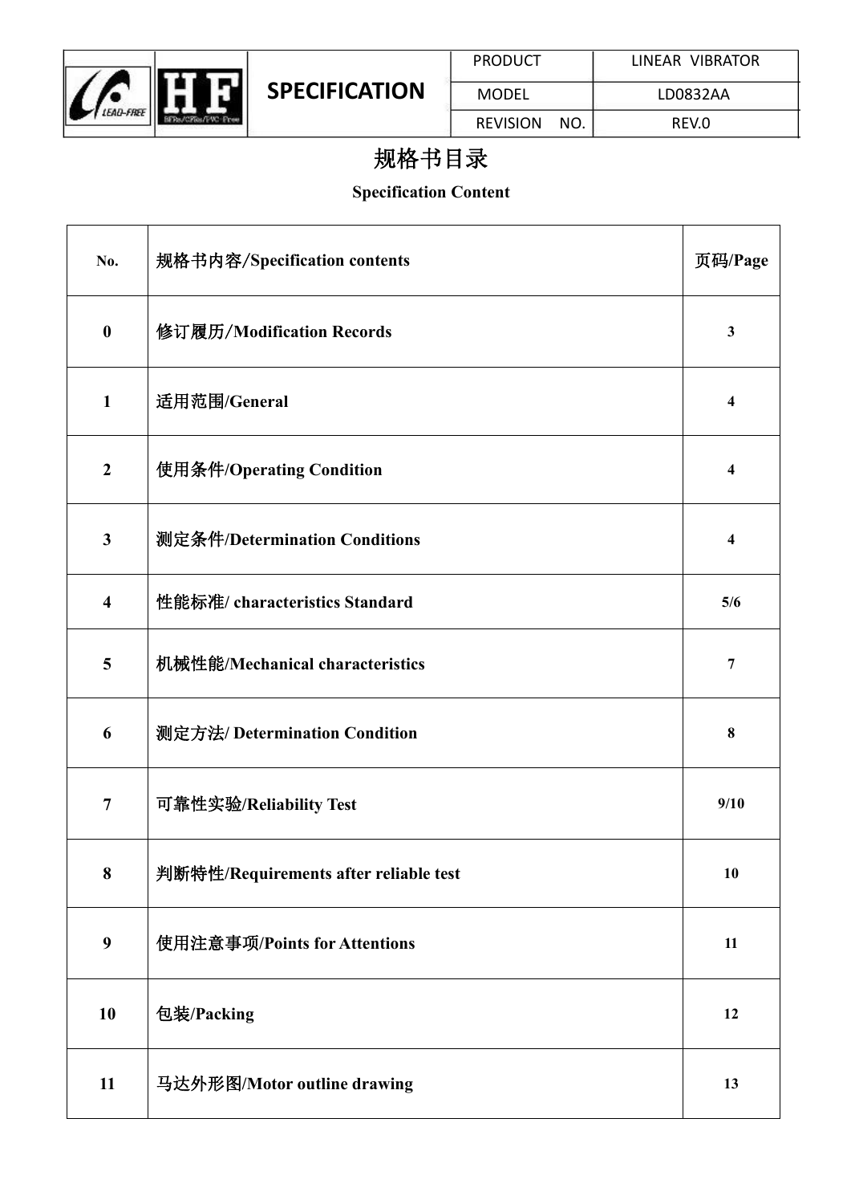| SPECIFICATION | PRODUCT | LINEAR VIBRATOR |
|---|---|---|
| | MODEL | LD0832AA |
| | REVISION NO. | REV.0 |

# 规格书目录

**Specification Content**

| No. | 规格书内容/Specification contents | 页码/Page |
|---|---|---|
| 0 | 修订履历/Modification Records | 3 |
| 1 | 适用范围/General | 4 |
| 2 | 使用条件/Operating Condition | 4 |
| 3 | 测定条件/Determination Conditions | 4 |
| 4 | 性能标准/ characteristics Standard | 5/6 |
| 5 | 机械性能/Mechanical characteristics | 7 |
| 6 | 测定方法/ Determination Condition | 8 |
| 7 | 可靠性实验/Reliability Test | 9/10 |
| 8 | 判断特性/Requirements after reliable test | 10 |
| 9 | 使用注意事项/Points for Attentions | 11 |
| 10 | 包装/Packing | 12 |
| 11 | 马达外形图/Motor outline drawing | 13 |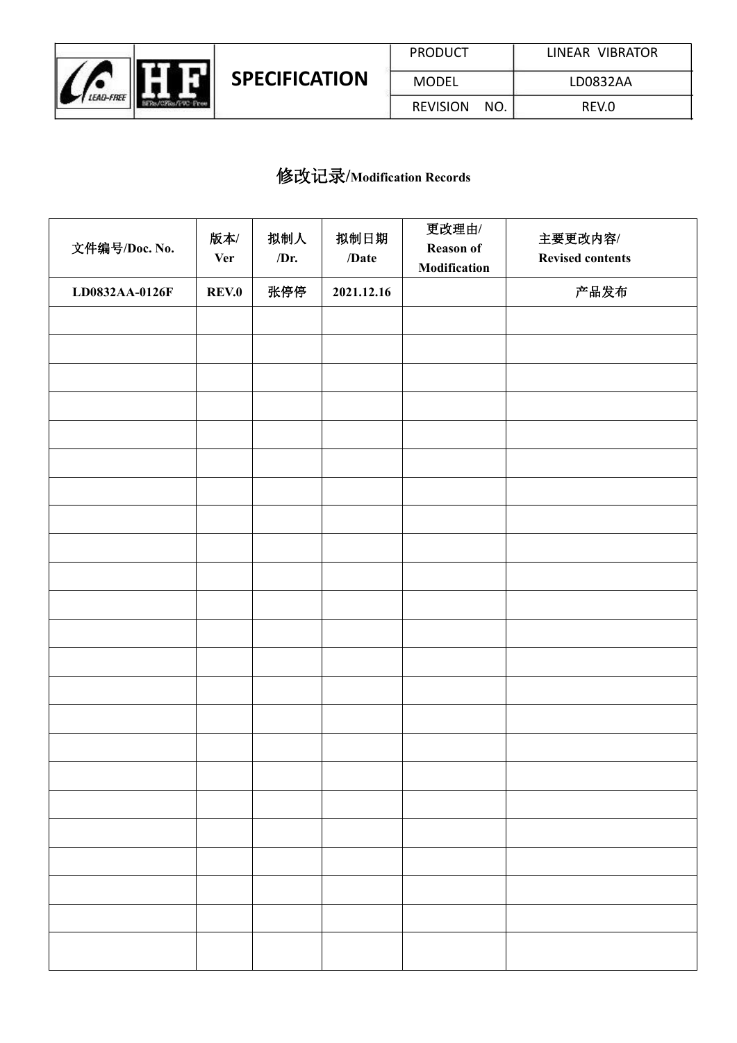| SPECIFICATION | PRODUCT | LINEAR VIBRATOR |
| --- | --- | --- |
| | MODEL | LD0832AA |
| | REVISION NO. | REV.0 |

# 修改记录/Modification Records

| 文件编号/Doc. No. | 版本/Ver | 拟制人/Dr. | 拟制日期/Date | 更改理由/Reason of Modification | 主要更改内容/Revised contents |
| --- | --- | --- | --- | --- | --- |
| LD0832AA-0126F | REV.0 | 张停停 | 2021.12.16 | | 产品发布 |
| | | | | | |
| | | | | | |
| | | | | | |
| | | | | | |
| | | | | | |
| | | | | | |
| | | | | | |
| | | | | | |
| | | | | | |
| | | | | | |
| | | | | | |
| | | | | | |
| | | | | | |
| | | | | | |
| | | | | | |
| | | | | | |
| | | | | | |
| | | | | | |
| | | | | | |
| | | | | | |
| | | | | | |
| | | | | | |
| | | | | | |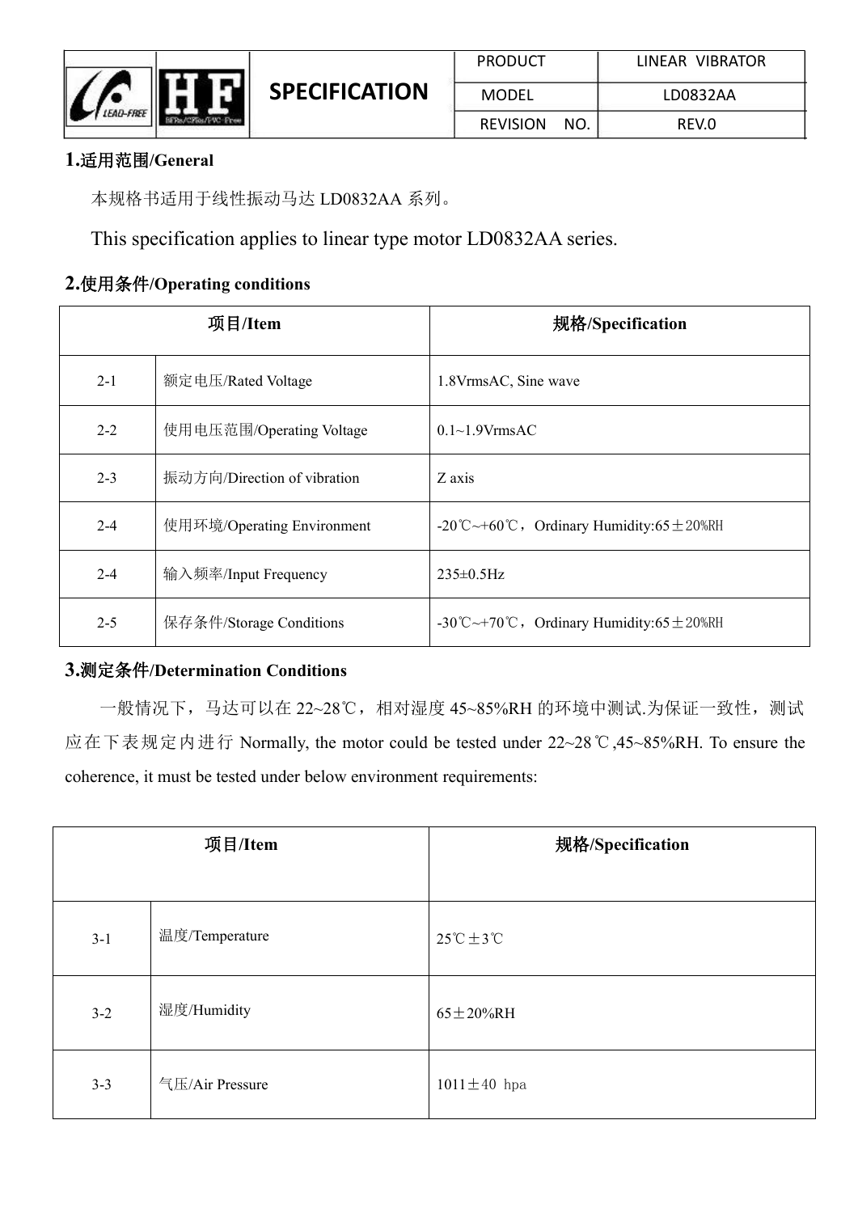| | | SPECIFICATION | PRODUCT | LINEAR VIBRATOR |
|---|---|---|---|---|
| | | | MODEL | LD0832AA |
| | | | REVISION NO. | REV.0 |

## 1.适用范围/General

本规格书适用于线性振动马达 LD0832AA 系列。

This specification applies to linear type motor LD0832AA series.

## 2.使用条件/Operating conditions

| 项目/Item | | 规格/Specification |
|---|---|---|
| 2-1 | 额定电压/Rated Voltage | 1.8VrmsAC, Sine wave |
| 2-2 | 使用电压范围/Operating Voltage | 0.1~1.9VrmsAC |
| 2-3 | 振动方向/Direction of vibration | Z axis |
| 2-4 | 使用环境/Operating Environment | -20℃~+60℃，Ordinary Humidity:65±20%RH |
| 2-4 | 输入频率/Input Frequency | 235±0.5Hz |
| 2-5 | 保存条件/Storage Conditions | -30℃~+70℃，Ordinary Humidity:65±20%RH |

## 3.测定条件/Determination Conditions

一般情况下，马达可以在 22~28℃，相对湿度 45~85%RH 的环境中测试.为保证一致性，测试应在下表规定内进行 Normally, the motor could be tested under 22~28℃,45~85%RH. To ensure the coherence, it must be tested under below environment requirements:

| 项目/Item | | 规格/Specification |
|---|---|---|
| 3-1 | 温度/Temperature | 25℃±3℃ |
| 3-2 | 湿度/Humidity | 65±20%RH |
| 3-3 | 气压/Air Pressure | 1011±40 hpa |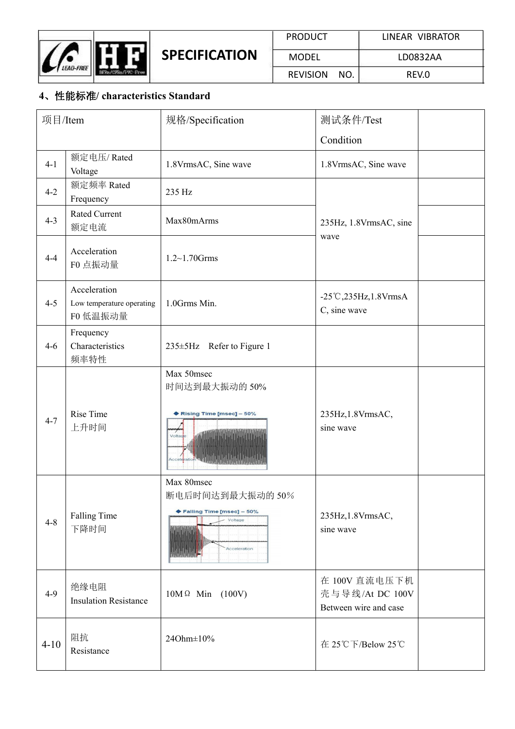## 4、性能标准/ characteristics Standard

| 项目/Item | | 规格/Specification | 测试条件/Test Condition | |
|---|---|---|---|---|
| 4-1 | 额定电压/ Rated Voltage | 1.8VrmsAC, Sine wave | 1.8VrmsAC, Sine wave | |
| 4-2 | 额定频率 Rated Frequency | 235 Hz | 235Hz, 1.8VrmsAC, sine wave | |
| 4-3 | Rated Current 额定电流 | Max80mArms | | |
| 4-4 | Acceleration F0 点振动量 | 1.2~1.70Grms | | |
| 4-5 | Acceleration Low temperature operating F0 低温振动量 | 1.0Grms Min. | -25℃,235Hz,1.8VrmsAC, sine wave | |
| 4-6 | Frequency Characteristics 频率特性 | 235±5Hz　Refer to Figure 1 | | |
| 4-7 | Rise Time 上升时间 | Max 50msec 时间达到最大振动的 50% | 235Hz,1.8VrmsAC, sine wave | |
| 4-8 | Falling Time 下降时间 | Max 80msec 断电后时间达到最大振动的 50% | 235Hz,1.8VrmsAC, sine wave | |
| 4-9 | 绝缘电阻 Insulation Resistance | 10MΩ　Min　(100V) | 在 100V 直流电压下机壳与导线/At DC 100V Between wire and case | |
| 4-10 | 阻抗 Resistance | 24Ohm±10% | 在 25℃下/Below 25℃ | |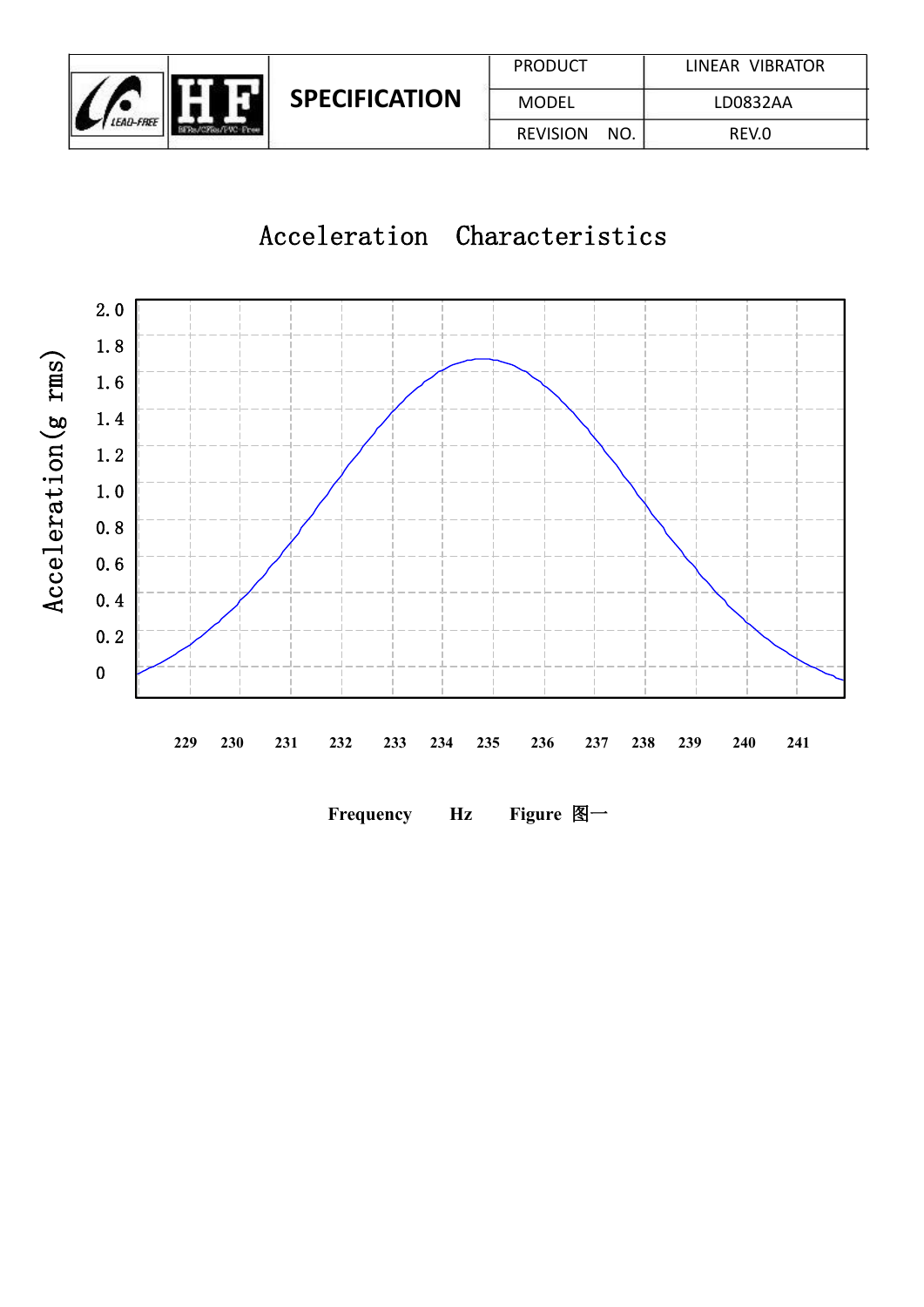| | | SPECIFICATION | PRODUCT | LINEAR VIBRATOR |
|---|---|---|---|---|
| | | | MODEL | LD0832AA |
| | | | REVISION NO. | REV.0 |

## Acceleration Characteristics

Acceleration(g rms)

2.0
1.8
1.6
1.4
1.2
1.0
0.8
0.6
0.4
0.2
0

229 230 231 232 233 234 235 236 237 238 239 240 241

**Frequency Hz Figure 图一**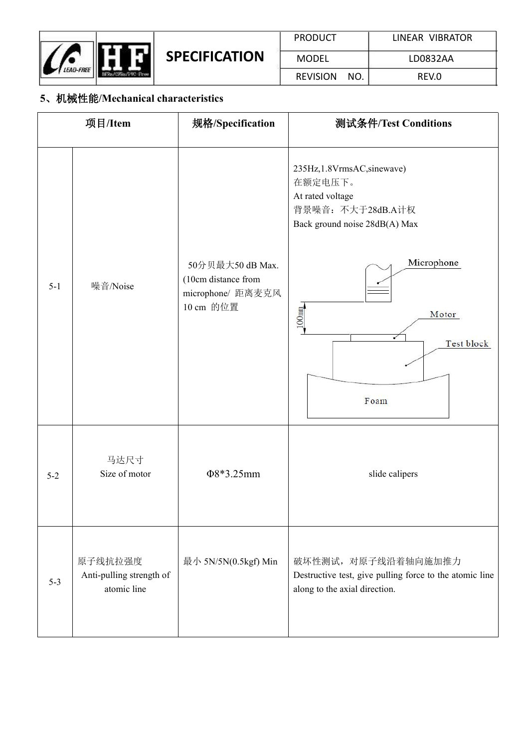## 5、机械性能/Mechanical characteristics

| 项目/Item | | 规格/Specification | 测试条件/Test Conditions |
|---|---|---|---|
| 5-1 | 噪音/Noise | 50分贝最大50 dB Max. (10cm distance from microphone/ 距离麦克风 10 cm 的位置 | 235Hz,1.8VrmsAC,sinewave)<br>在额定电压下。<br>At rated voltage<br>背景噪音：不大于28dB.A计权<br>Back ground noise 28dB(A) Max<br>Microphone<br>Motor<br>Test block<br>100mm<br>Foam |
| 5-2 | 马达尺寸<br>Size of motor | Φ8*3.25mm | slide calipers |
| 5-3 | 原子线抗拉强度<br>Anti-pulling strength of atomic line | 最小 5N/5N(0.5kgf) Min | 破坏性测试，对原子线沿着轴向施加推力<br>Destructive test, give pulling force to the atomic line along to the axial direction. |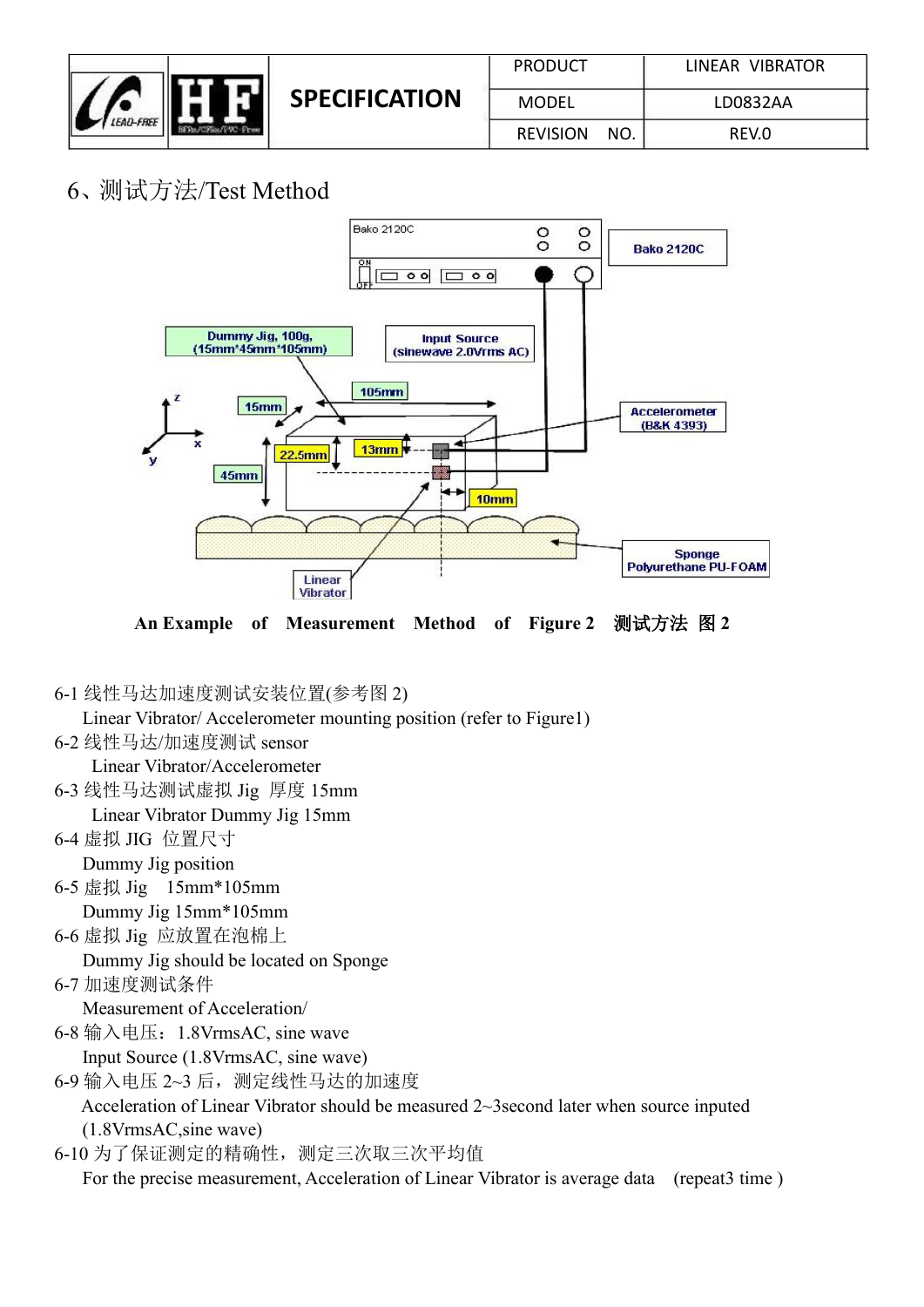## 6、测试方法/Test Method

An Example of Measurement Method of Figure 2 测试方法 图 2

6-1 线性马达加速度测试安装位置(参考图 2)
Linear Vibrator/ Accelerometer mounting position (refer to Figure1)

6-2 线性马达/加速度测试 sensor
Linear Vibrator/Accelerometer

6-3 线性马达测试虚拟 Jig 厚度 15mm
Linear Vibrator Dummy Jig 15mm

6-4 虚拟 JIG 位置尺寸
Dummy Jig position

6-5 虚拟 Jig 15mm*105mm
Dummy Jig 15mm*105mm

6-6 虚拟 Jig 应放置在泡棉上
Dummy Jig should be located on Sponge

6-7 加速度测试条件
Measurement of Acceleration/

6-8 输入电压：1.8VrmsAC, sine wave
Input Source (1.8VrmsAC, sine wave)

6-9 输入电压 2~3 后，测定线性马达的加速度
Acceleration of Linear Vibrator should be measured 2~3second later when source inputed (1.8VrmsAC,sine wave)

6-10 为了保证测定的精确性，测定三次取三次平均值
For the precise measurement, Acceleration of Linear Vibrator is average data (repeat3 time )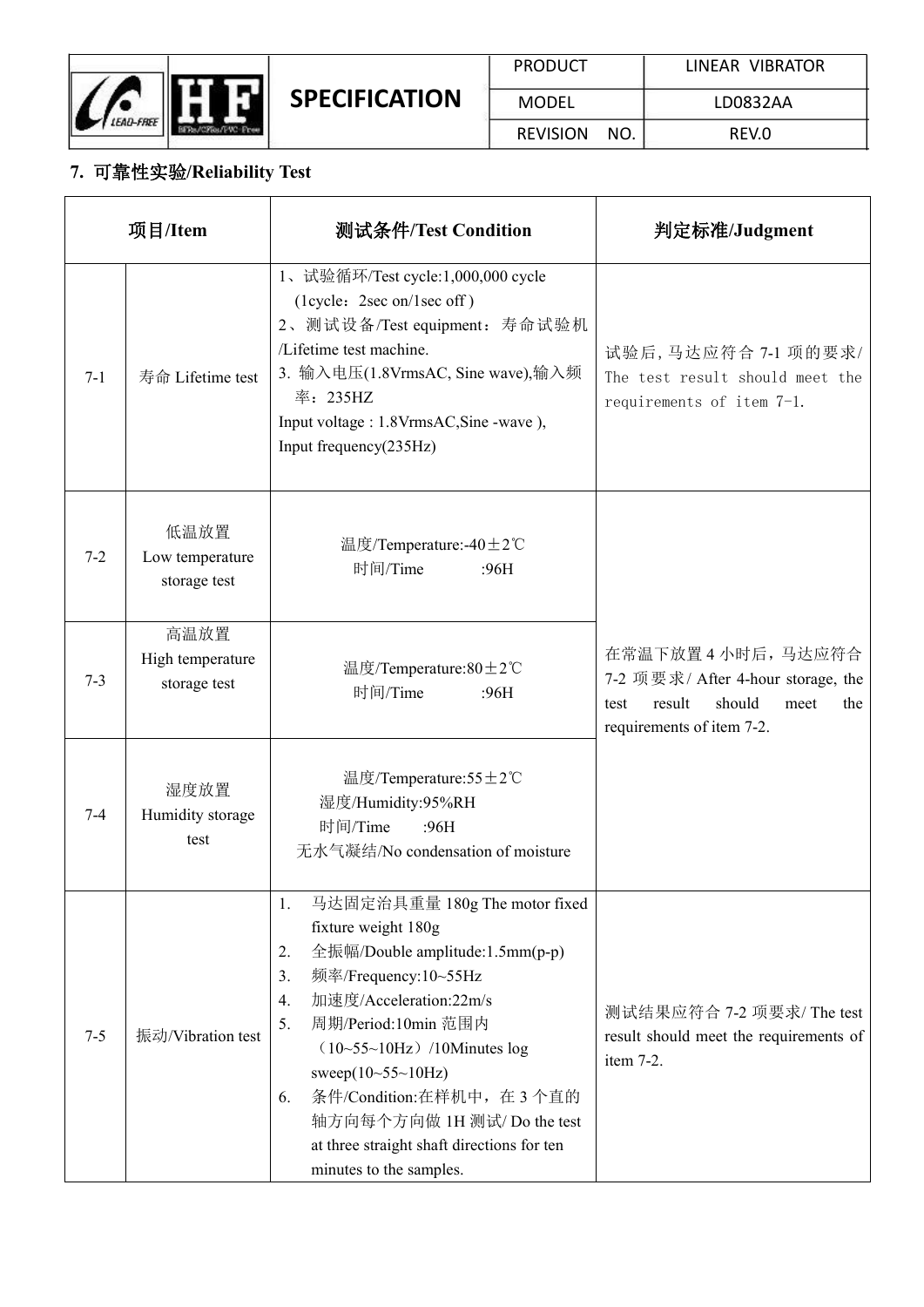## 7. 可靠性实验/Reliability Test

| 项目/Item | | 测试条件/Test Condition | 判定标准/Judgment |
|---|---|---|---|
| 7-1 | 寿命 Lifetime test | 1、试验循环/Test cycle:1,000,000 cycle (1cycle：2sec on/1sec off ) 2、测试设备/Test equipment：寿命试验机/Lifetime test machine. 3. 输入电压(1.8VrmsAC, Sine wave),输入频率：235HZ Input voltage : 1.8VrmsAC,Sine -wave ), Input frequency(235Hz) | 试验后，马达应符合 7-1 项的要求/ The test result should meet the requirements of item 7-1. |
| 7-2 | 低温放置 Low temperature storage test | 温度/Temperature:-40±2℃ 时间/Time :96H | 在常温下放置 4 小时后，马达应符合 7-2 项要求/ After 4-hour storage, the test result should meet the requirements of item 7-2. |
| 7-3 | 高温放置 High temperature storage test | 温度/Temperature:80±2℃ 时间/Time :96H | |
| 7-4 | 湿度放置 Humidity storage test | 温度/Temperature:55±2℃ 湿度/Humidity:95%RH 时间/Time :96H 无水气凝结/No condensation of moisture | |
| 7-5 | 振动/Vibration test | 1. 马达固定治具重量 180g The motor fixed fixture weight 180g 2. 全振幅/Double amplitude:1.5mm(p-p) 3. 频率/Frequency:10~55Hz 4. 加速度/Acceleration:22m/s 5. 周期/Period:10min 范围内（10~55~10Hz）/10Minutes log sweep(10~55~10Hz) 6. 条件/Condition:在样机中，在 3 个直的轴方向每个方向做 1H 测试/ Do the test at three straight shaft directions for ten minutes to the samples. | 测试结果应符合 7-2 项要求/ The test result should meet the requirements of item 7-2. |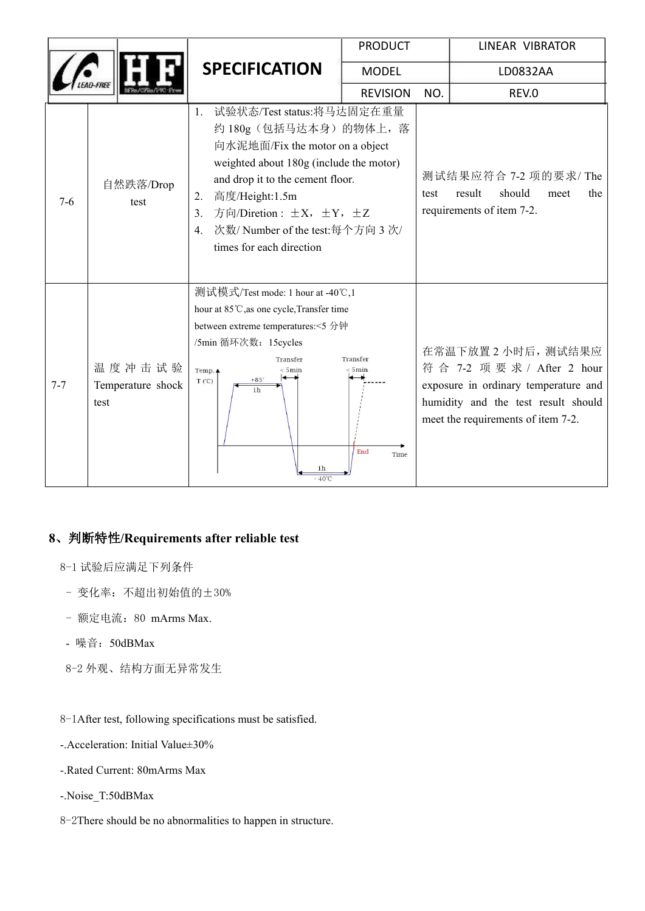| 7-6 | 自然跌落/Drop test | 1. 试验状态/Test status:将马达固定在重量约 180g（包括马达本身）的物体上，落向水泥地面/Fix the motor on a object weighted about 180g (include the motor) and drop it to the cement floor.<br>2. 高度/Height:1.5m<br>3. 方向/Diretion：±X，±Y，±Z<br>4. 次数/ Number of the test:每个方向 3 次/ times for each direction | 测试结果应符合 7-2 项的要求/ The test result should meet the requirements of item 7-2. |
|---|---|---|---|
| 7-7 | 温度冲击试验 Temperature shock test | 测试模式/Test mode: 1 hour at -40℃,1 hour at 85℃,as one cycle,Transfer time between extreme temperatures:<5 分钟/5min 循环次数：15cycles | 在常温下放置 2 小时后，测试结果应符合 7-2 项要求 / After 2 hour exposure in ordinary temperature and humidity and the test result should meet the requirements of item 7-2. |

## 8、判断特性/Requirements after reliable test

8-1 试验后应满足下列条件

- 变化率：不超出初始值的±30%
- 额定电流：80 mArms Max.
- 噪音：50dBMax

8-2 外观、结构方面无异常发生

8-1After test, following specifications must be satisfied.

-.Acceleration: Initial Value±30%

-.Rated Current: 80mArms Max

-.Noise_T:50dBMax

8-2There should be no abnormalities to happen in structure.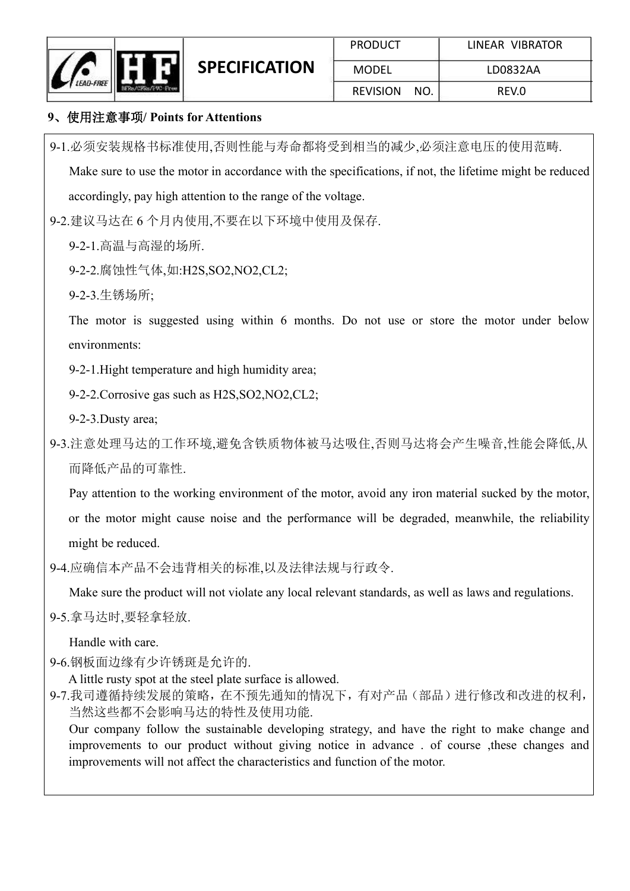## 9、使用注意事项/ Points for Attentions

9-1.必须安装规格书标准使用,否则性能与寿命都将受到相当的减少,必须注意电压的使用范畴.

Make sure to use the motor in accordance with the specifications, if not, the lifetime might be reduced accordingly, pay high attention to the range of the voltage.

9-2.建议马达在 6 个月内使用,不要在以下环境中使用及保存.

9-2-1.高温与高湿的场所.

9-2-2.腐蚀性气体,如:H2S,SO2,NO2,CL2;

9-2-3.生锈场所;

The motor is suggested using within 6 months. Do not use or store the motor under below environments:

9-2-1.Hight temperature and high humidity area;

9-2-2.Corrosive gas such as H2S,SO2,NO2,CL2;

9-2-3.Dusty area;

9-3.注意处理马达的工作环境,避免含铁质物体被马达吸住,否则马达将会产生噪音,性能会降低,从而降低产品的可靠性.

Pay attention to the working environment of the motor, avoid any iron material sucked by the motor, or the motor might cause noise and the performance will be degraded, meanwhile, the reliability might be reduced.

9-4.应确信本产品不会违背相关的标准,以及法律法规与行政令.

Make sure the product will not violate any local relevant standards, as well as laws and regulations.

9-5.拿马达时,要轻拿轻放.

Handle with care.

9-6.钢板面边缘有少许锈斑是允许的.

A little rusty spot at the steel plate surface is allowed.

9-7.我司遵循持续发展的策略，在不预先通知的情况下，有对产品（部品）进行修改和改进的权利，当然这些都不会影响马达的特性及使用功能.

Our company follow the sustainable developing strategy, and have the right to make change and improvements to our product without giving notice in advance . of course ,these changes and improvements will not affect the characteristics and function of the motor.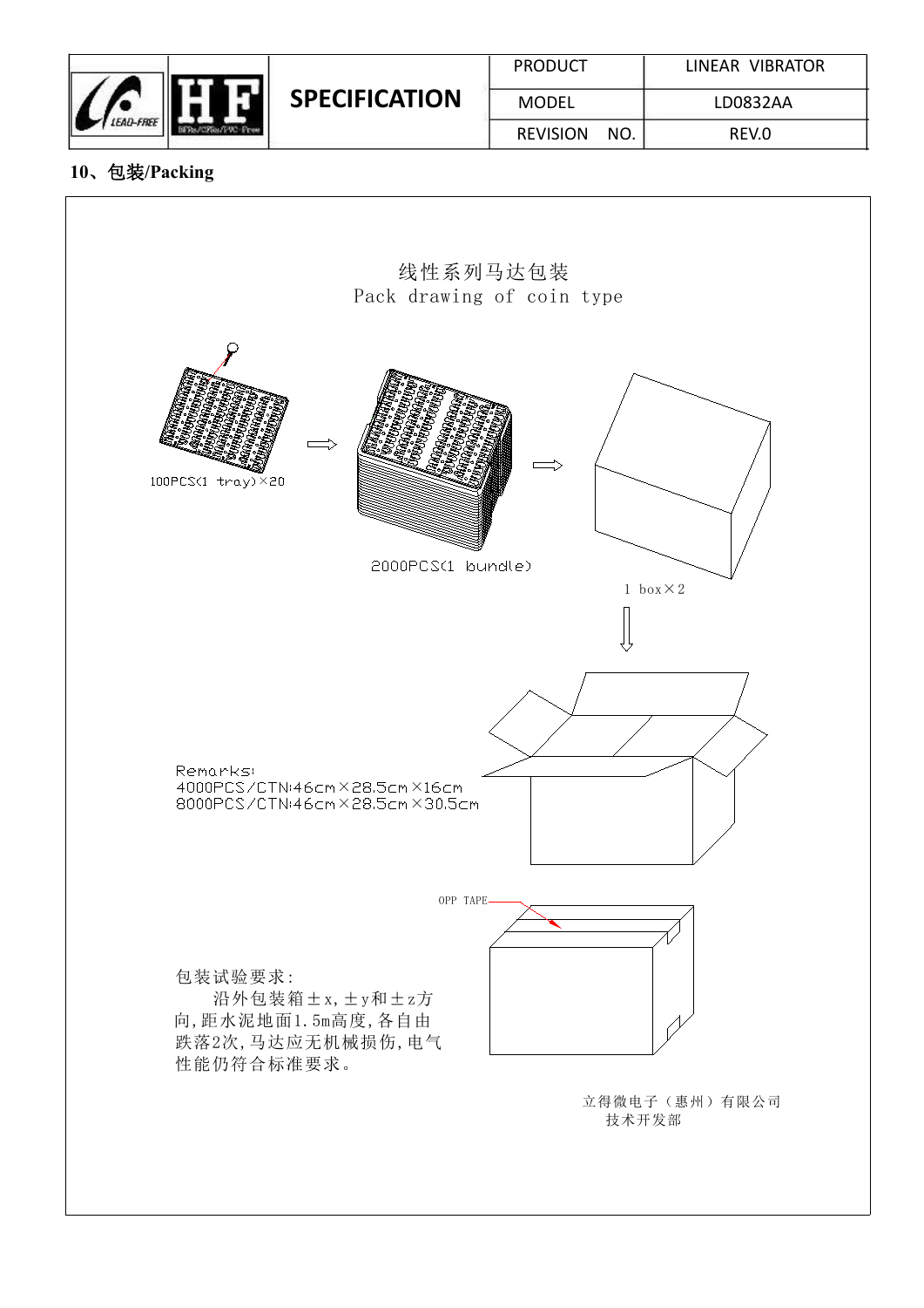| PRODUCT | LINEAR VIBRATOR |
| --- | --- |
| MODEL | LD0832AA |
| REVISION NO. | REV.0 |

## 10、包装/Packing

线性系列马达包装
Pack drawing of coin type

100PCS(1 tray)×20

2000PCS(1 bundle)

1 box×2

Remarks:
4000PCS/CTN:46cm×28.5cm×16cm
8000PCS/CTN:46cm×28.5cm×30.5cm

OPP TAPE

包装试验要求:
沿外包装箱±x,±y和±z方向,距水泥地面1.5m高度,各自由跌落2次,马达应无机械损伤,电气性能仍符合标准要求。

立得微电子（惠州）有限公司
技术开发部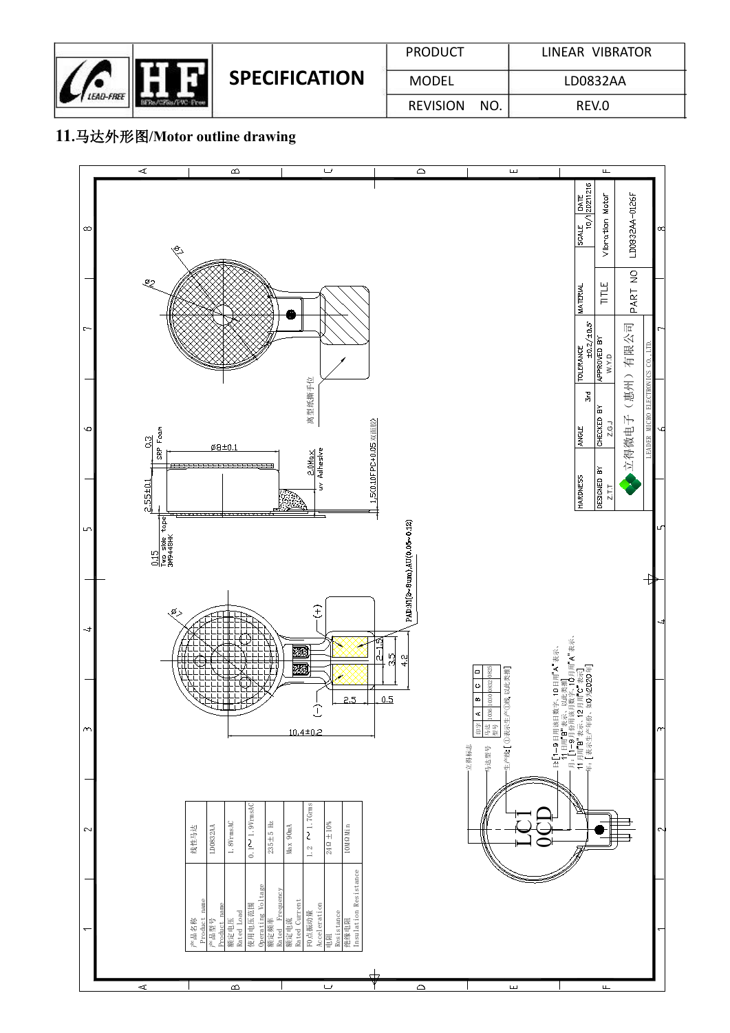| PRODUCT | LINEAR VIBRATOR |
|---|---|
| MODEL | LD0832AA |
| REVISION NO. | REV.0 |

## 11.马达外形图/Motor outline drawing

| | |
|---|---|
| 产品名称 Product name | 线性马达 |
| 产品型号 Product name | LD0832AA |
| 额定电压 Rated Load | 1.8VrmsAC |
| 使用电压范围 Operating Voltage | 0.1~1.9VrmsAC |
| 额定频率 Rated Frequency | 235±5 Hz |
| 额定电流 Rated Current | Max 90mA |
| FO点振动量 Acceleration | 1.2 ~ 1.7Grms |
| 电阻 Resistance | 24Ω±10% |
| 绝缘电阻 Insulation Resistance | 10MΩ Min |

| | A | B | C | D |
|---|---|---|---|---|
| 印字 马达型号 | LC0B | LC0C | LC0D | LC0E |

离型纸撕手位

1.5(0.10FPC+0.05双面胶)

SRP Foam 0.3

Ø8±0.1

2.55±0.1

2.0Max UV Adhesive

0.15 Two side tape 3M9448HK

PAD:NI(2~8um),AU(0.05~0.12)

(+) (−)

2−1.5 3.5 4.2

2.5 0.5

10.4±0.2

立得标志

马达型号

生产线[ ①表示生产①线,以此类推]

日[1~9日用该日数字,10日用"A"表示, 11日用"B"表示,以此类推]

月:[1~9月份用该月数字,10月用"A"表示, 11月用"B"表示,12月用"C"表示]

年:[表示生产年份,如0为2020年]

LC1 0CD

| HARDNESS | ANGLE | TOLERANCE | MATERIAL | SCALE | DATE |
|---|---|---|---|---|---|
| | 3rd | ±0.2/±0.5° | | 10/1 | 20211216 |
| DESIGNED BY Z.T.T | CHECKED BY Z.G.J | APPROVED BY W.Y.D | TITLE | Vibration Motor | |
| 立得微电子（惠州）有限公司 LEADER MICRO ELECTRONICS CO., LTD. | | | PART NO | LD0832AA-0126F | |